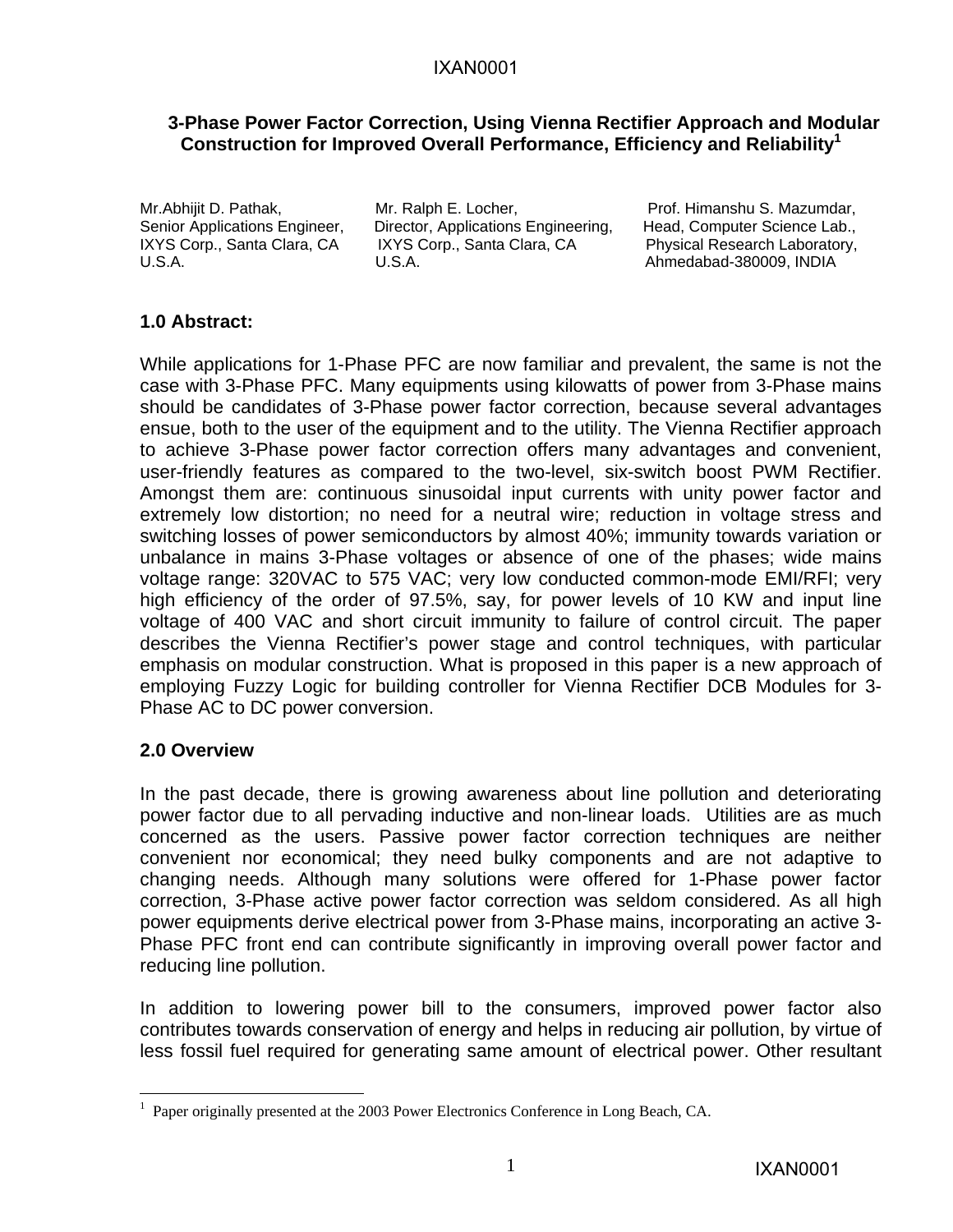# 3-Phase Power Factor Correction, Using Vienna Rectifier Approach and Modular Construction for Improved Overall Performance, Efficiency and Reliability[1]

Mr.Abhijit D. Pathak,
Senior Applications Engineer,
IXYS Corp., Santa Clara, CA
U.S.A.

Mr. Ralph E. Locher,
Director, Applications Engineering,
IXYS Corp., Santa Clara, CA
U.S.A.

Prof. Himanshu S. Mazumdar,
Head, Computer Science Lab.,
Physical Research Laboratory,
Ahmedabad-380009, INDIA

## 1.0 Abstract:

While applications for 1-Phase PFC are now familiar and prevalent, the same is not the case with 3-Phase PFC. Many equipments using kilowatts of power from 3-Phase mains should be candidates of 3-Phase power factor correction, because several advantages ensue, both to the user of the equipment and to the utility. The Vienna Rectifier approach to achieve 3-Phase power factor correction offers many advantages and convenient, user-friendly features as compared to the two-level, six-switch boost PWM Rectifier. Amongst them are: continuous sinusoidal input currents with unity power factor and extremely low distortion; no need for a neutral wire; reduction in voltage stress and switching losses of power semiconductors by almost 40%; immunity towards variation or unbalance in mains 3-Phase voltages or absence of one of the phases; wide mains voltage range: 320VAC to 575 VAC; very low conducted common-mode EMI/RFI; very high efficiency of the order of 97.5%, say, for power levels of 10 KW and input line voltage of 400 VAC and short circuit immunity to failure of control circuit. The paper describes the Vienna Rectifier's power stage and control techniques, with particular emphasis on modular construction. What is proposed in this paper is a new approach of employing Fuzzy Logic for building controller for Vienna Rectifier DCB Modules for 3-Phase AC to DC power conversion.

## 2.0 Overview

In the past decade, there is growing awareness about line pollution and deteriorating power factor due to all pervading inductive and non-linear loads. Utilities are as much concerned as the users. Passive power factor correction techniques are neither convenient nor economical; they need bulky components and are not adaptive to changing needs. Although many solutions were offered for 1-Phase power factor correction, 3-Phase active power factor correction was seldom considered. As all high power equipments derive electrical power from 3-Phase mains, incorporating an active 3-Phase PFC front end can contribute significantly in improving overall power factor and reducing line pollution.

In addition to lowering power bill to the consumers, improved power factor also contributes towards conservation of energy and helps in reducing air pollution, by virtue of less fossil fuel required for generating same amount of electrical power. Other resultant

[1] Paper originally presented at the 2003 Power Electronics Conference in Long Beach, CA.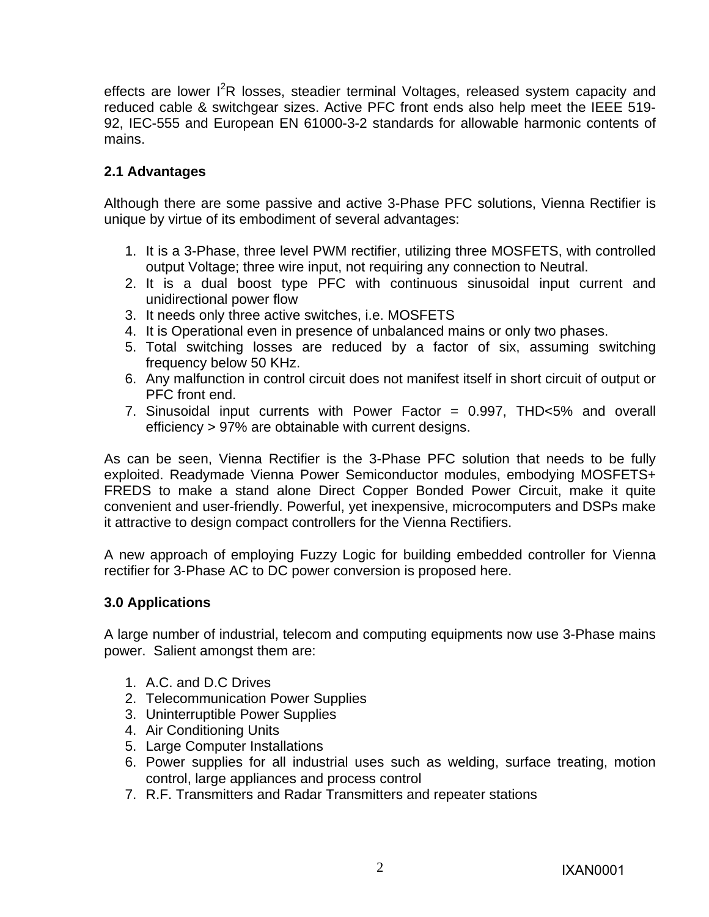effects are lower $I^2R$ losses, steadier terminal Voltages, released system capacity and reduced cable & switchgear sizes. Active PFC front ends also help meet the IEEE 519-92, IEC-555 and European EN 61000-3-2 standards for allowable harmonic contents of mains.

### 2.1 Advantages

Although there are some passive and active 3-Phase PFC solutions, Vienna Rectifier is unique by virtue of its embodiment of several advantages:

1. It is a 3-Phase, three level PWM rectifier, utilizing three MOSFETS, with controlled output Voltage; three wire input, not requiring any connection to Neutral.
2. It is a dual boost type PFC with continuous sinusoidal input current and unidirectional power flow
3. It needs only three active switches, i.e. MOSFETS
4. It is Operational even in presence of unbalanced mains or only two phases.
5. Total switching losses are reduced by a factor of six, assuming switching frequency below 50 KHz.
6. Any malfunction in control circuit does not manifest itself in short circuit of output or PFC front end.
7. Sinusoidal input currents with Power Factor = 0.997, THD<5% and overall efficiency > 97% are obtainable with current designs.

As can be seen, Vienna Rectifier is the 3-Phase PFC solution that needs to be fully exploited. Readymade Vienna Power Semiconductor modules, embodying MOSFETS+ FREDS to make a stand alone Direct Copper Bonded Power Circuit, make it quite convenient and user-friendly. Powerful, yet inexpensive, microcomputers and DSPs make it attractive to design compact controllers for the Vienna Rectifiers.

A new approach of employing Fuzzy Logic for building embedded controller for Vienna rectifier for 3-Phase AC to DC power conversion is proposed here.

## 3.0 Applications

A large number of industrial, telecom and computing equipments now use 3-Phase mains power. Salient amongst them are:

1. A.C. and D.C Drives
2. Telecommunication Power Supplies
3. Uninterruptible Power Supplies
4. Air Conditioning Units
5. Large Computer Installations
6. Power supplies for all industrial uses such as welding, surface treating, motion control, large appliances and process control
7. R.F. Transmitters and Radar Transmitters and repeater stations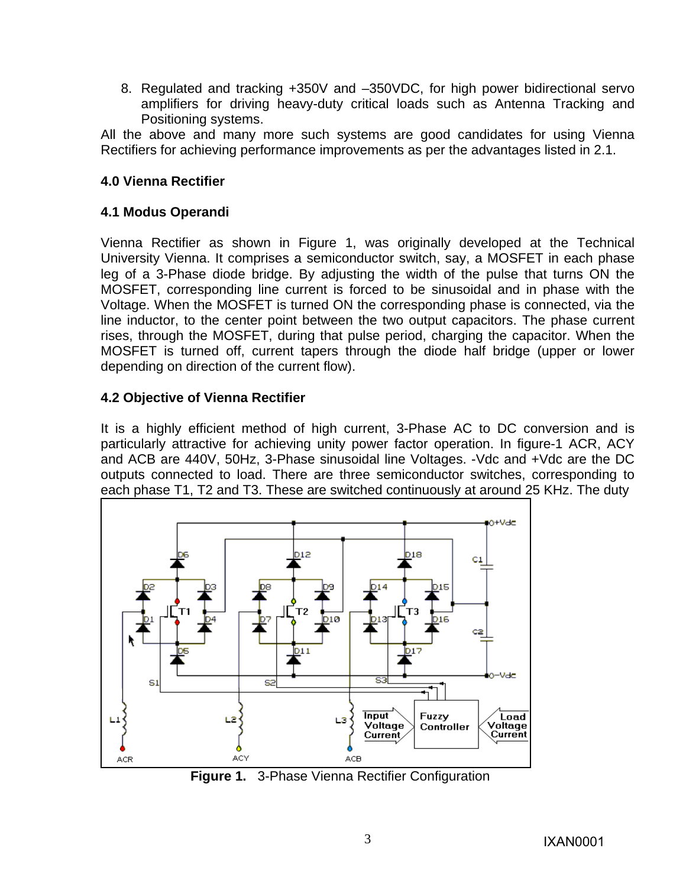8. Regulated and tracking +350V and –350VDC, for high power bidirectional servo amplifiers for driving heavy-duty critical loads such as Antenna Tracking and Positioning systems.

All the above and many more such systems are good candidates for using Vienna Rectifiers for achieving performance improvements as per the advantages listed in 2.1.

## 4.0 Vienna Rectifier

### 4.1 Modus Operandi

Vienna Rectifier as shown in Figure 1, was originally developed at the Technical University Vienna. It comprises a semiconductor switch, say, a MOSFET in each phase leg of a 3-Phase diode bridge. By adjusting the width of the pulse that turns ON the MOSFET, corresponding line current is forced to be sinusoidal and in phase with the Voltage. When the MOSFET is turned ON the corresponding phase is connected, via the line inductor, to the center point between the two output capacitors. The phase current rises, through the MOSFET, during that pulse period, charging the capacitor. When the MOSFET is turned off, current tapers through the diode half bridge (upper or lower depending on direction of the current flow).

### 4.2 Objective of Vienna Rectifier

It is a highly efficient method of high current, 3-Phase AC to DC conversion and is particularly attractive for achieving unity power factor operation. In figure-1 ACR, ACY and ACB are 440V, 50Hz, 3-Phase sinusoidal line Voltages. -Vdc and +Vdc are the DC outputs connected to load. There are three semiconductor switches, corresponding to each phase T1, T2 and T3. These are switched continuously at around 25 KHz. The duty

**Figure 1.** 3-Phase Vienna Rectifier Configuration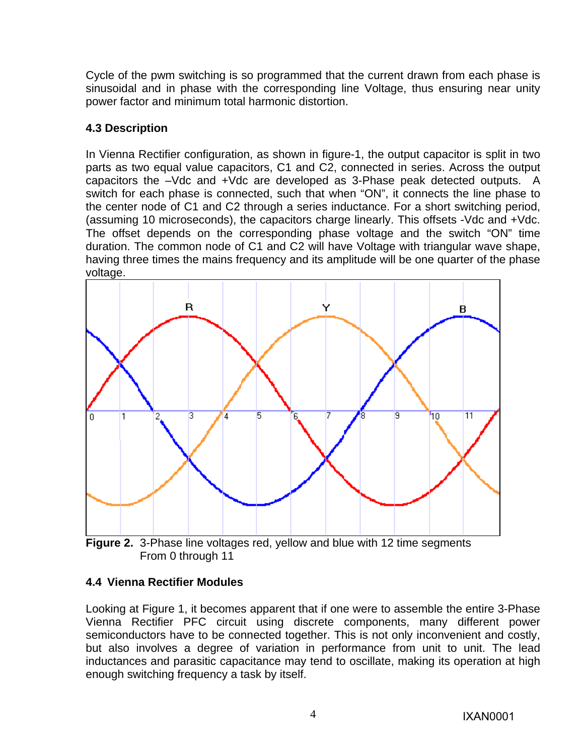Cycle of the pwm switching is so programmed that the current drawn from each phase is sinusoidal and in phase with the corresponding line Voltage, thus ensuring near unity power factor and minimum total harmonic distortion.

### 4.3 Description

In Vienna Rectifier configuration, as shown in figure-1, the output capacitor is split in two parts as two equal value capacitors, C1 and C2, connected in series. Across the output capacitors the –Vdc and +Vdc are developed as 3-Phase peak detected outputs. A switch for each phase is connected, such that when "ON", it connects the line phase to the center node of C1 and C2 through a series inductance. For a short switching period, (assuming 10 microseconds), the capacitors charge linearly. This offsets -Vdc and +Vdc. The offset depends on the corresponding phase voltage and the switch "ON" time duration. The common node of C1 and C2 will have Voltage with triangular wave shape, having three times the mains frequency and its amplitude will be one quarter of the phase voltage.

**Figure 2.** 3-Phase line voltages red, yellow and blue with 12 time segments From 0 through 11

### 4.4 Vienna Rectifier Modules

Looking at Figure 1, it becomes apparent that if one were to assemble the entire 3-Phase Vienna Rectifier PFC circuit using discrete components, many different power semiconductors have to be connected together. This is not only inconvenient and costly, but also involves a degree of variation in performance from unit to unit. The lead inductances and parasitic capacitance may tend to oscillate, making its operation at high enough switching frequency a task by itself.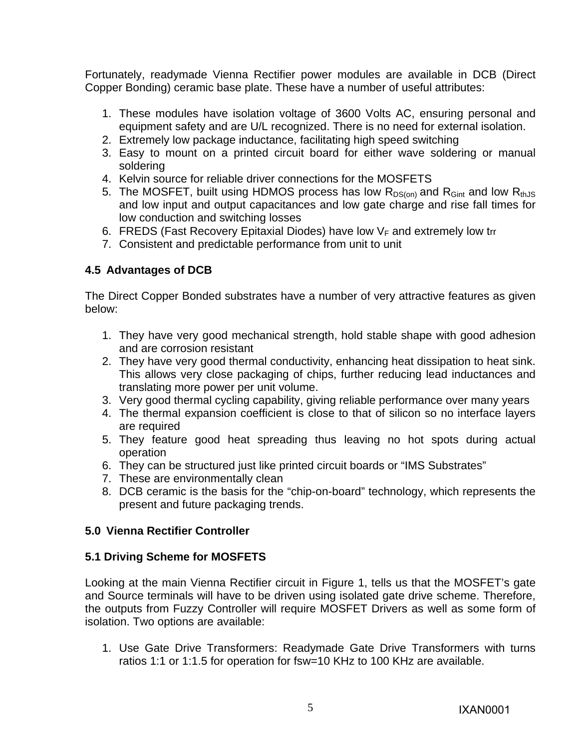Fortunately, readymade Vienna Rectifier power modules are available in DCB (Direct Copper Bonding) ceramic base plate. These have a number of useful attributes:

1. These modules have isolation voltage of 3600 Volts AC, ensuring personal and equipment safety and are U/L recognized. There is no need for external isolation.
2. Extremely low package inductance, facilitating high speed switching
3. Easy to mount on a printed circuit board for either wave soldering or manual soldering
4. Kelvin source for reliable driver connections for the MOSFETS
5. The MOSFET, built using HDMOS process has low $R_{DS(on)}$ and $R_{Gint}$ and low $R_{thJS}$ and low input and output capacitances and low gate charge and rise fall times for low conduction and switching losses
6. FREDS (Fast Recovery Epitaxial Diodes) have low $V_F$ and extremely low trr
7. Consistent and predictable performance from unit to unit

### 4.5 Advantages of DCB

The Direct Copper Bonded substrates have a number of very attractive features as given below:

1. They have very good mechanical strength, hold stable shape with good adhesion and are corrosion resistant
2. They have very good thermal conductivity, enhancing heat dissipation to heat sink. This allows very close packaging of chips, further reducing lead inductances and translating more power per unit volume.
3. Very good thermal cycling capability, giving reliable performance over many years
4. The thermal expansion coefficient is close to that of silicon so no interface layers are required
5. They feature good heat spreading thus leaving no hot spots during actual operation
6. They can be structured just like printed circuit boards or “IMS Substrates”
7. These are environmentally clean
8. DCB ceramic is the basis for the “chip-on-board” technology, which represents the present and future packaging trends.

## 5.0 Vienna Rectifier Controller

### 5.1 Driving Scheme for MOSFETS

Looking at the main Vienna Rectifier circuit in Figure 1, tells us that the MOSFET’s gate and Source terminals will have to be driven using isolated gate drive scheme. Therefore, the outputs from Fuzzy Controller will require MOSFET Drivers as well as some form of isolation. Two options are available:

1. Use Gate Drive Transformers: Readymade Gate Drive Transformers with turns ratios 1:1 or 1:1.5 for operation for fsw=10 KHz to 100 KHz are available.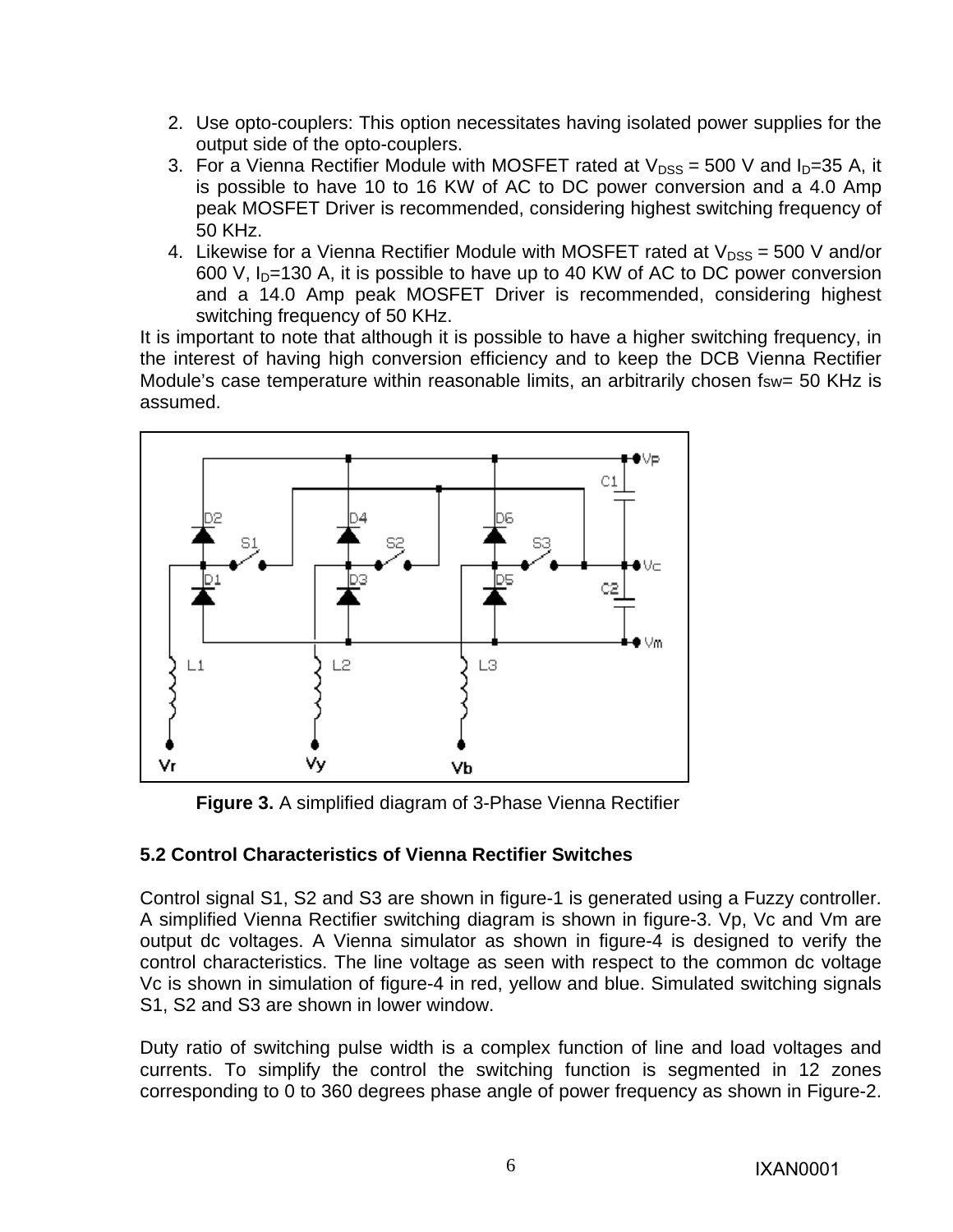2. Use opto-couplers: This option necessitates having isolated power supplies for the output side of the opto-couplers.
3. For a Vienna Rectifier Module with MOSFET rated at $V_{DSS}$ = 500 V and $I_D$=35 A, it is possible to have 10 to 16 KW of AC to DC power conversion and a 4.0 Amp peak MOSFET Driver is recommended, considering highest switching frequency of 50 KHz.
4. Likewise for a Vienna Rectifier Module with MOSFET rated at $V_{DSS}$ = 500 V and/or 600 V, $I_D$=130 A, it is possible to have up to 40 KW of AC to DC power conversion and a 14.0 Amp peak MOSFET Driver is recommended, considering highest switching frequency of 50 KHz.

It is important to note that although it is possible to have a higher switching frequency, in the interest of having high conversion efficiency and to keep the DCB Vienna Rectifier Module's case temperature within reasonable limits, an arbitrarily chosen $f_{SW}$= 50 KHz is assumed.

**Figure 3.** A simplified diagram of 3-Phase Vienna Rectifier

### 5.2 Control Characteristics of Vienna Rectifier Switches

Control signal S1, S2 and S3 are shown in figure-1 is generated using a Fuzzy controller. A simplified Vienna Rectifier switching diagram is shown in figure-3. Vp, Vc and Vm are output dc voltages. A Vienna simulator as shown in figure-4 is designed to verify the control characteristics. The line voltage as seen with respect to the common dc voltage Vc is shown in simulation of figure-4 in red, yellow and blue. Simulated switching signals S1, S2 and S3 are shown in lower window.

Duty ratio of switching pulse width is a complex function of line and load voltages and currents. To simplify the control the switching function is segmented in 12 zones corresponding to 0 to 360 degrees phase angle of power frequency as shown in Figure-2.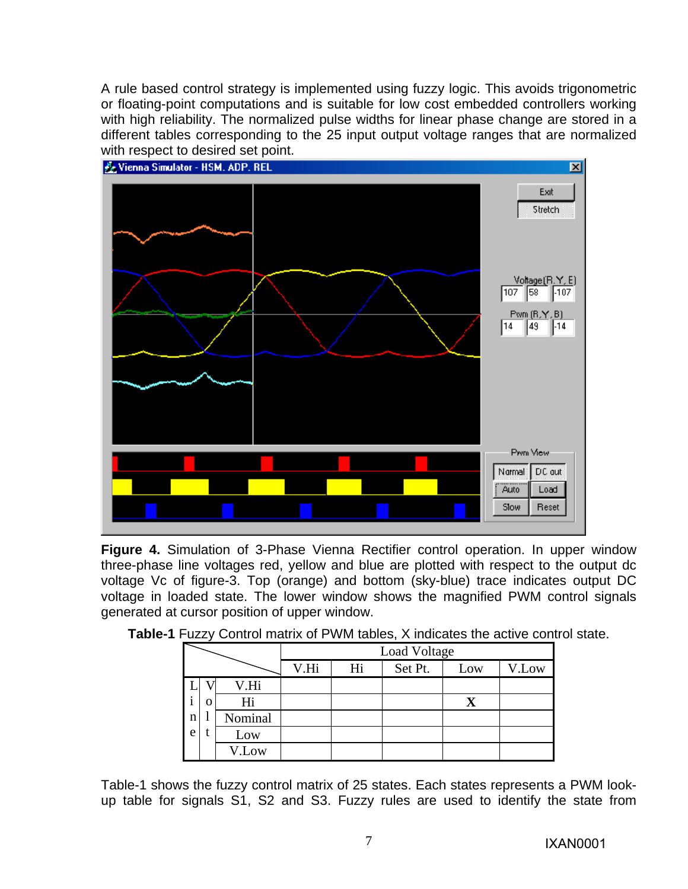A rule based control strategy is implemented using fuzzy logic. This avoids trigonometric or floating-point computations and is suitable for low cost embedded controllers working with high reliability. The normalized pulse widths for linear phase change are stored in a different tables corresponding to the 25 input output voltage ranges that are normalized with respect to desired set point.

**Figure 4.** Simulation of 3-Phase Vienna Rectifier control operation. In upper window three-phase line voltages red, yellow and blue are plotted with respect to the output dc voltage Vc of figure-3. Top (orange) and bottom (sky-blue) trace indicates output DC voltage in loaded state. The lower window shows the magnified PWM control signals generated at cursor position of upper window.

**Table-1** Fuzzy Control matrix of PWM tables, X indicates the active control state.

| Line Volt | Load Voltage: V.Hi | Hi | Set Pt. | Low | V.Low |
|---|---|---|---|---|---|
| V.Hi | | | | | |
| Hi | | | | X | |
| Nominal | | | | | |
| Low | | | | | |
| V.Low | | | | | |

Table-1 shows the fuzzy control matrix of 25 states. Each states represents a PWM look-up table for signals S1, S2 and S3. Fuzzy rules are used to identify the state from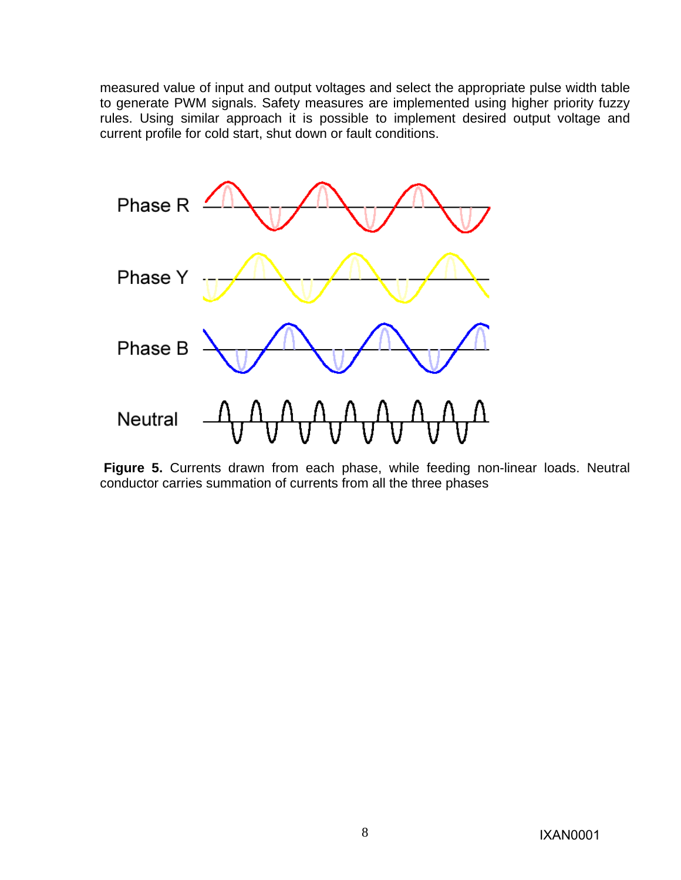measured value of input and output voltages and select the appropriate pulse width table to generate PWM signals. Safety measures are implemented using higher priority fuzzy rules. Using similar approach it is possible to implement desired output voltage and current profile for cold start, shut down or fault conditions.

**Figure 5.** Currents drawn from each phase, while feeding non-linear loads. Neutral conductor carries summation of currents from all the three phases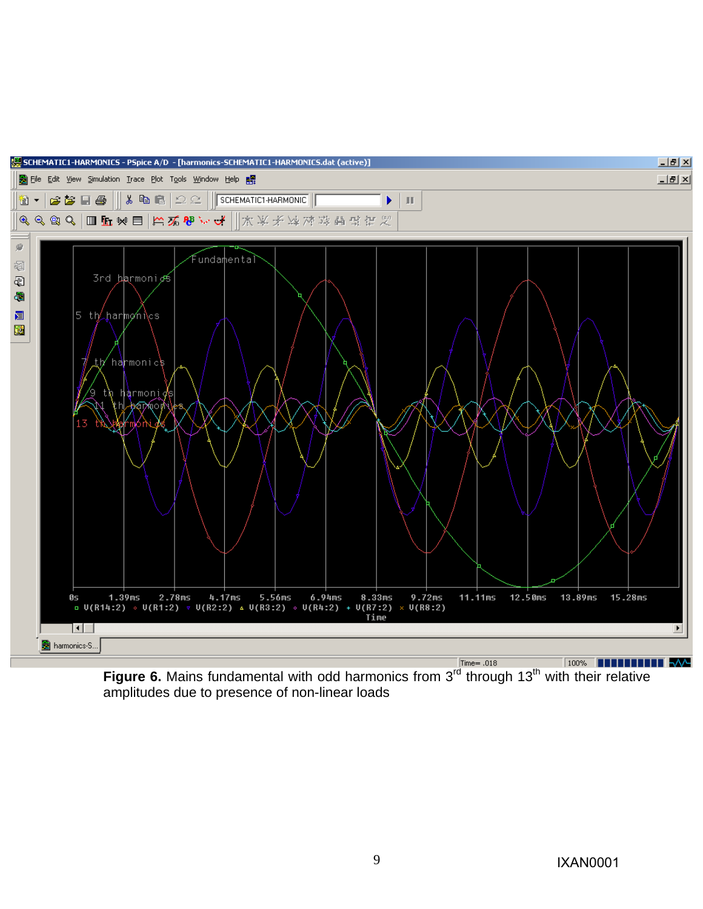**Figure 6.** Mains fundamental with odd harmonics from 3[rd] through 13[th] with their relative amplitudes due to presence of non-linear loads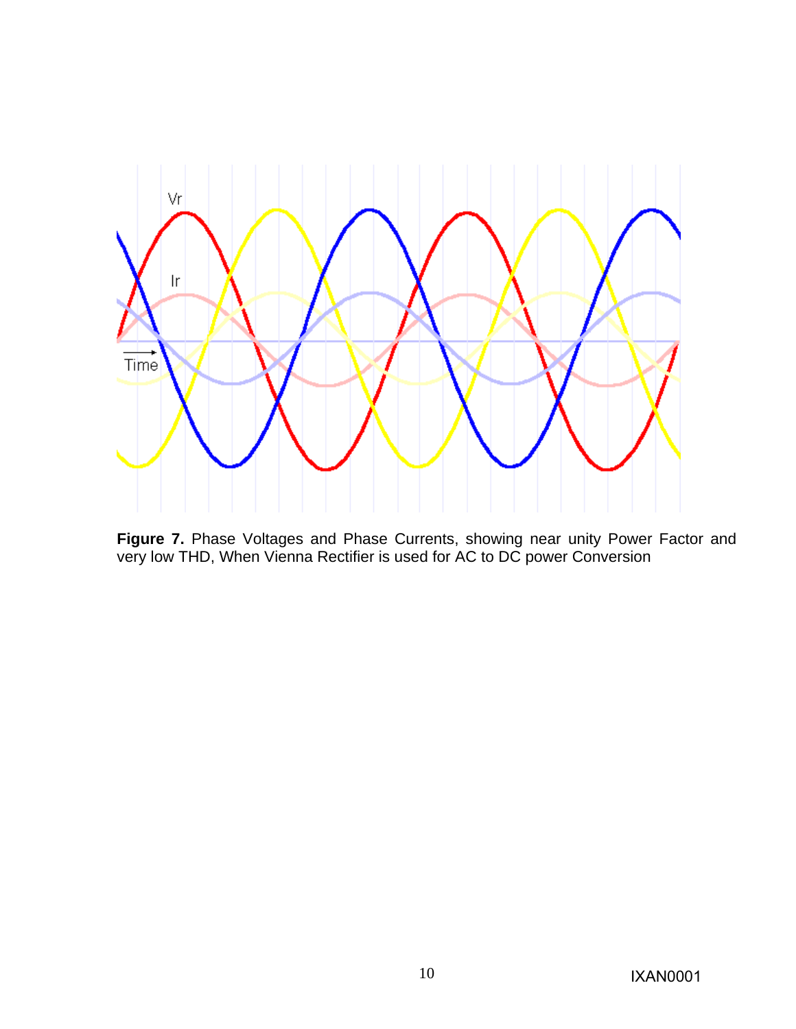**Figure 7.** Phase Voltages and Phase Currents, showing near unity Power Factor and very low THD, When Vienna Rectifier is used for AC to DC power Conversion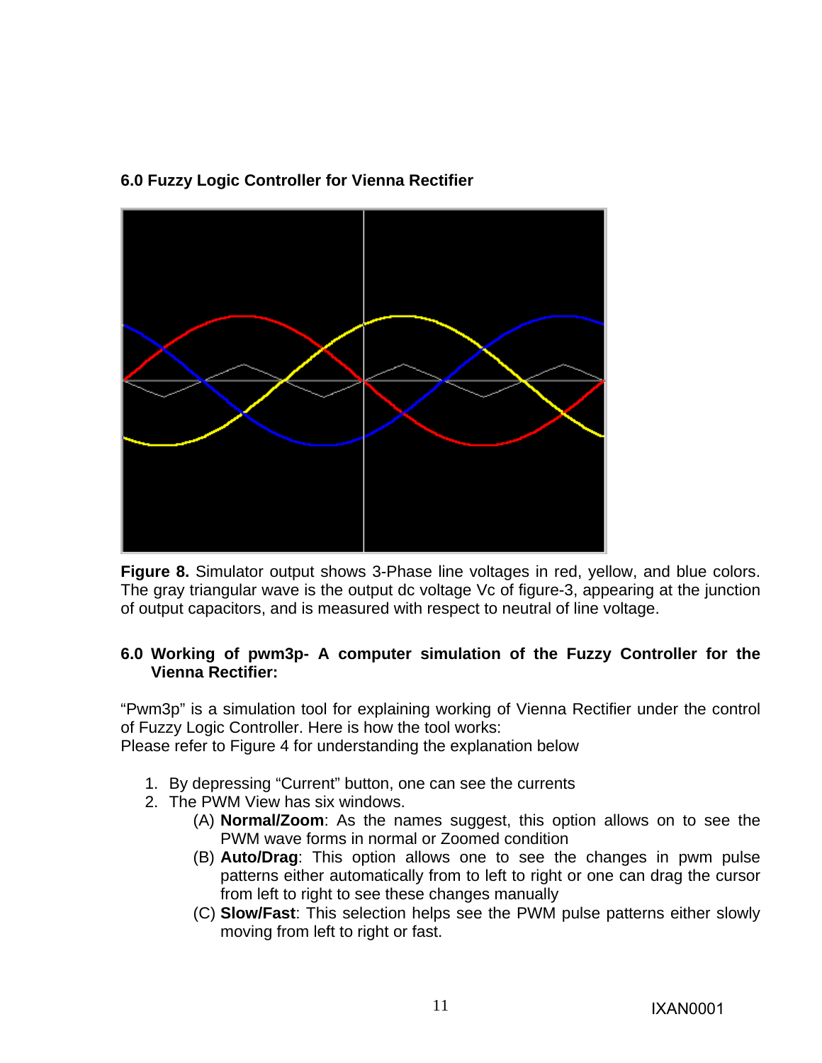## 6.0 Fuzzy Logic Controller for Vienna Rectifier

**Figure 8.** Simulator output shows 3-Phase line voltages in red, yellow, and blue colors. The gray triangular wave is the output dc voltage Vc of figure-3, appearing at the junction of output capacitors, and is measured with respect to neutral of line voltage.

## 6.0 Working of pwm3p- A computer simulation of the Fuzzy Controller for the Vienna Rectifier:

"Pwm3p" is a simulation tool for explaining working of Vienna Rectifier under the control of Fuzzy Logic Controller. Here is how the tool works:
Please refer to Figure 4 for understanding the explanation below

1. By depressing "Current" button, one can see the currents
2. The PWM View has six windows.
   - (A) **Normal/Zoom**: As the names suggest, this option allows on to see the PWM wave forms in normal or Zoomed condition
   - (B) **Auto/Drag**: This option allows one to see the changes in pwm pulse patterns either automatically from to left to right or one can drag the cursor from left to right to see these changes manually
   - (C) **Slow/Fast**: This selection helps see the PWM pulse patterns either slowly moving from left to right or fast.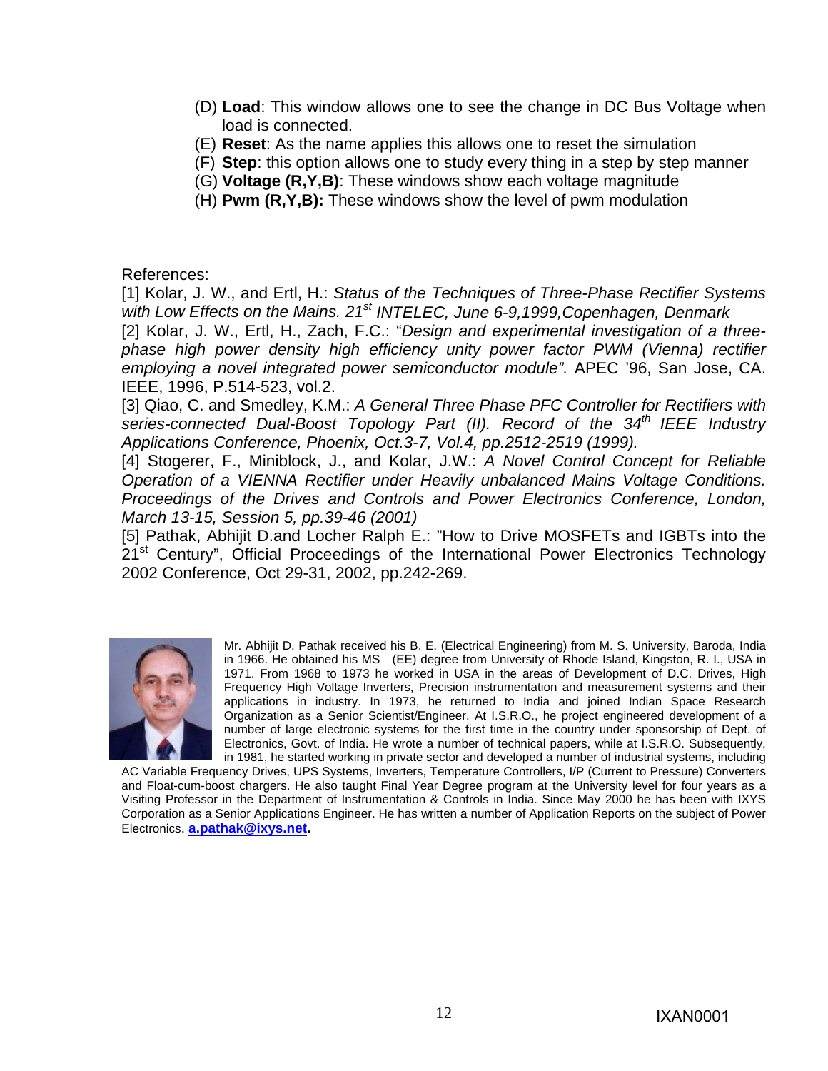(D) **Load**: This window allows one to see the change in DC Bus Voltage when load is connected.
(E) **Reset**: As the name applies this allows one to reset the simulation
(F) **Step**: this option allows one to study every thing in a step by step manner
(G) **Voltage (R,Y,B)**: These windows show each voltage magnitude
(H) **Pwm (R,Y,B):** These windows show the level of pwm modulation

References:

[1] Kolar, J. W., and Ertl, H.: *Status of the Techniques of Three-Phase Rectifier Systems with Low Effects on the Mains. 21st INTELEC, June 6-9,1999,Copenhagen, Denmark*

[2] Kolar, J. W., Ertl, H., Zach, F.C.: "*Design and experimental investigation of a three-phase high power density high efficiency unity power factor PWM (Vienna) rectifier employing a novel integrated power semiconductor module".* APEC '96, San Jose, CA. IEEE, 1996, P.514-523, vol.2.

[3] Qiao, C. and Smedley, K.M.: *A General Three Phase PFC Controller for Rectifiers with series-connected Dual-Boost Topology Part (II). Record of the 34th IEEE Industry Applications Conference, Phoenix, Oct.3-7, Vol.4, pp.2512-2519 (1999).*

[4] Stogerer, F., Miniblock, J., and Kolar, J.W.: *A Novel Control Concept for Reliable Operation of a VIENNA Rectifier under Heavily unbalanced Mains Voltage Conditions. Proceedings of the Drives and Controls and Power Electronics Conference, London, March 13-15, Session 5, pp.39-46 (2001)*

[5] Pathak, Abhijit D.and Locher Ralph E.: "How to Drive MOSFETs and IGBTs into the 21st Century", Official Proceedings of the International Power Electronics Technology 2002 Conference, Oct 29-31, 2002, pp.242-269.

Mr. Abhijit D. Pathak received his B. E. (Electrical Engineering) from M. S. University, Baroda, India in 1966. He obtained his MS (EE) degree from University of Rhode Island, Kingston, R. I., USA in 1971. From 1968 to 1973 he worked in USA in the areas of Development of D.C. Drives, High Frequency High Voltage Inverters, Precision instrumentation and measurement systems and their applications in industry. In 1973, he returned to India and joined Indian Space Research Organization as a Senior Scientist/Engineer. At I.S.R.O., he project engineered development of a number of large electronic systems for the first time in the country under sponsorship of Dept. of Electronics, Govt. of India. He wrote a number of technical papers, while at I.S.R.O. Subsequently, in 1981, he started working in private sector and developed a number of industrial systems, including AC Variable Frequency Drives, UPS Systems, Inverters, Temperature Controllers, I/P (Current to Pressure) Converters and Float-cum-boost chargers. He also taught Final Year Degree program at the University level for four years as a Visiting Professor in the Department of Instrumentation & Controls in India. Since May 2000 he has been with IXYS Corporation as a Senior Applications Engineer. He has written a number of Application Reports on the subject of Power Electronics. **a.pathak@ixys.net.**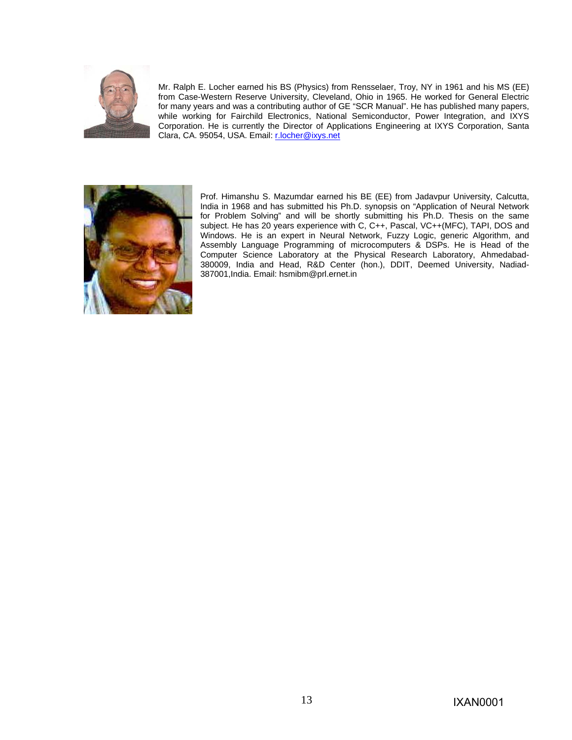Mr. Ralph E. Locher earned his BS (Physics) from Rensselaer, Troy, NY in 1961 and his MS (EE) from Case-Western Reserve University, Cleveland, Ohio in 1965. He worked for General Electric for many years and was a contributing author of GE "SCR Manual". He has published many papers, while working for Fairchild Electronics, National Semiconductor, Power Integration, and IXYS Corporation. He is currently the Director of Applications Engineering at IXYS Corporation, Santa Clara, CA. 95054, USA. Email: r.locher@ixys.net

Prof. Himanshu S. Mazumdar earned his BE (EE) from Jadavpur University, Calcutta, India in 1968 and has submitted his Ph.D. synopsis on "Application of Neural Network for Problem Solving" and will be shortly submitting his Ph.D. Thesis on the same subject. He has 20 years experience with C, C++, Pascal, VC++(MFC), TAPI, DOS and Windows. He is an expert in Neural Network, Fuzzy Logic, generic Algorithm, and Assembly Language Programming of microcomputers & DSPs. He is Head of the Computer Science Laboratory at the Physical Research Laboratory, Ahmedabad-380009, India and Head, R&D Center (hon.), DDIT, Deemed University, Nadiad-387001,India. Email: hsmibm@prl.ernet.in